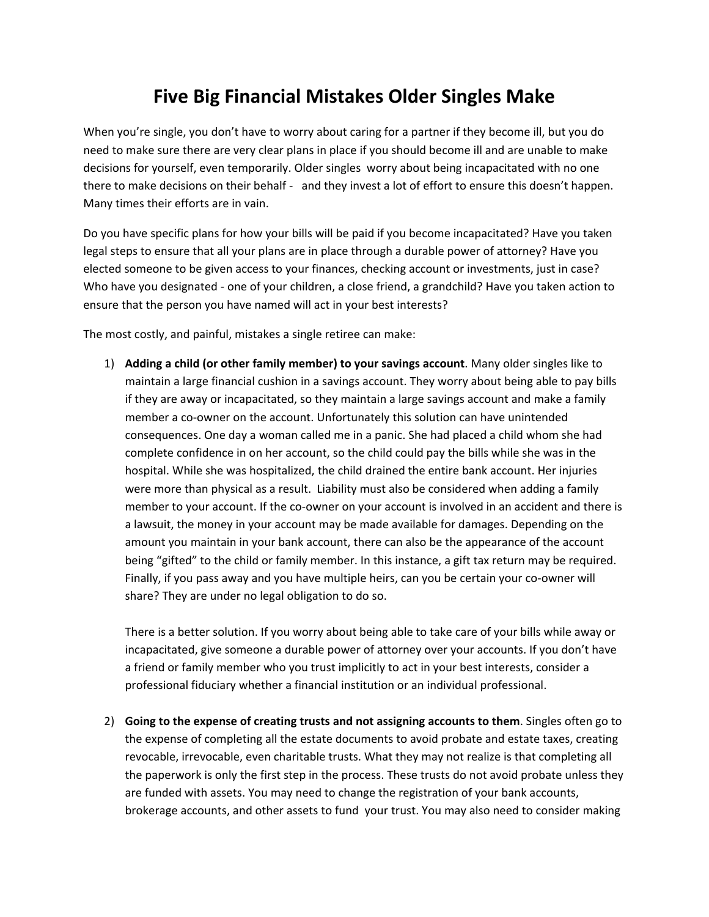# Five Big Financial Mistakes Older Singles Make

When you're single, you don't have to worry about caring for a partner if they become ill, but you do need to make sure there are very clear plans in place if you should become ill and are unable to make decisions for yourself, even temporarily. Older singles worry about being incapacitated with no one there to make decisions on their behalf - and they invest a lot of effort to ensure this doesn't happen. Many times their efforts are in vain.

Do you have specific plans for how your bills will be paid if you become incapacitated? Have you taken legal steps to ensure that all your plans are in place through a durable power of attorney? Have you elected someone to be given access to your finances, checking account or investments, just in case? Who have you designated - one of your children, a close friend, a grandchild? Have you taken action to ensure that the person you have named will act in your best interests?

The most costly, and painful, mistakes a single retiree can make:

1) **Adding a child (or other family member) to your savings account**. Many older singles like to maintain a large financial cushion in a savings account. They worry about being able to pay bills if they are away or incapacitated, so they maintain a large savings account and make a family member a co-owner on the account. Unfortunately this solution can have unintended consequences. One day a woman called me in a panic. She had placed a child whom she had complete confidence in on her account, so the child could pay the bills while she was in the hospital. While she was hospitalized, the child drained the entire bank account. Her injuries were more than physical as a result. Liability must also be considered when adding a family member to your account. If the co-owner on your account is involved in an accident and there is a lawsuit, the money in your account may be made available for damages. Depending on the amount you maintain in your bank account, there can also be the appearance of the account being "gifted" to the child or family member. In this instance, a gift tax return may be required. Finally, if you pass away and you have multiple heirs, can you be certain your co-owner will share? They are under no legal obligation to do so.

   There is a better solution. If you worry about being able to take care of your bills while away or incapacitated, give someone a durable power of attorney over your accounts. If you don't have a friend or family member who you trust implicitly to act in your best interests, consider a professional fiduciary whether a financial institution or an individual professional.

2) **Going to the expense of creating trusts and not assigning accounts to them**. Singles often go to the expense of completing all the estate documents to avoid probate and estate taxes, creating revocable, irrevocable, even charitable trusts. What they may not realize is that completing all the paperwork is only the first step in the process. These trusts do not avoid probate unless they are funded with assets. You may need to change the registration of your bank accounts, brokerage accounts, and other assets to fund your trust. You may also need to consider making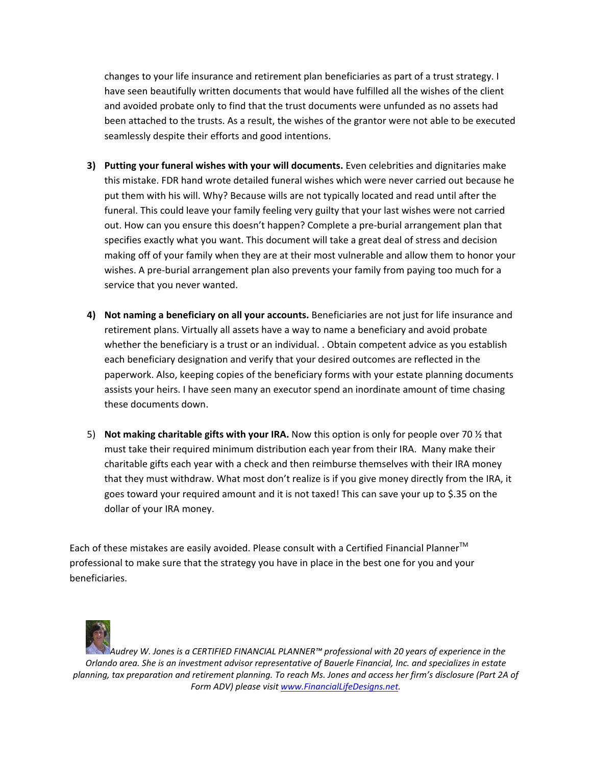changes to your life insurance and retirement plan beneficiaries as part of a trust strategy. I have seen beautifully written documents that would have fulfilled all the wishes of the client and avoided probate only to find that the trust documents were unfunded as no assets had been attached to the trusts. As a result, the wishes of the grantor were not able to be executed seamlessly despite their efforts and good intentions.

3) **Putting your funeral wishes with your will documents.** Even celebrities and dignitaries make this mistake. FDR hand wrote detailed funeral wishes which were never carried out because he put them with his will. Why? Because wills are not typically located and read until after the funeral. This could leave your family feeling very guilty that your last wishes were not carried out. How can you ensure this doesn't happen? Complete a pre-burial arrangement plan that specifies exactly what you want. This document will take a great deal of stress and decision making off of your family when they are at their most vulnerable and allow them to honor your wishes. A pre-burial arrangement plan also prevents your family from paying too much for a service that you never wanted.

4) **Not naming a beneficiary on all your accounts.** Beneficiaries are not just for life insurance and retirement plans. Virtually all assets have a way to name a beneficiary and avoid probate whether the beneficiary is a trust or an individual. . Obtain competent advice as you establish each beneficiary designation and verify that your desired outcomes are reflected in the paperwork. Also, keeping copies of the beneficiary forms with your estate planning documents assists your heirs. I have seen many an executor spend an inordinate amount of time chasing these documents down.

5) **Not making charitable gifts with your IRA.** Now this option is only for people over 70 ½ that must take their required minimum distribution each year from their IRA. Many make their charitable gifts each year with a check and then reimburse themselves with their IRA money that they must withdraw. What most don't realize is if you give money directly from the IRA, it goes toward your required amount and it is not taxed! This can save your up to $.35 on the dollar of your IRA money.

Each of these mistakes are easily avoided. Please consult with a Certified Financial Planner™ professional to make sure that the strategy you have in place in the best one for you and your beneficiaries.

*Audrey W. Jones is a CERTIFIED FINANCIAL PLANNER™ professional with 20 years of experience in the Orlando area. She is an investment advisor representative of Bauerle Financial, Inc. and specializes in estate planning, tax preparation and retirement planning. To reach Ms. Jones and access her firm's disclosure (Part 2A of Form ADV) please visit www.FinancialLifeDesigns.net.*